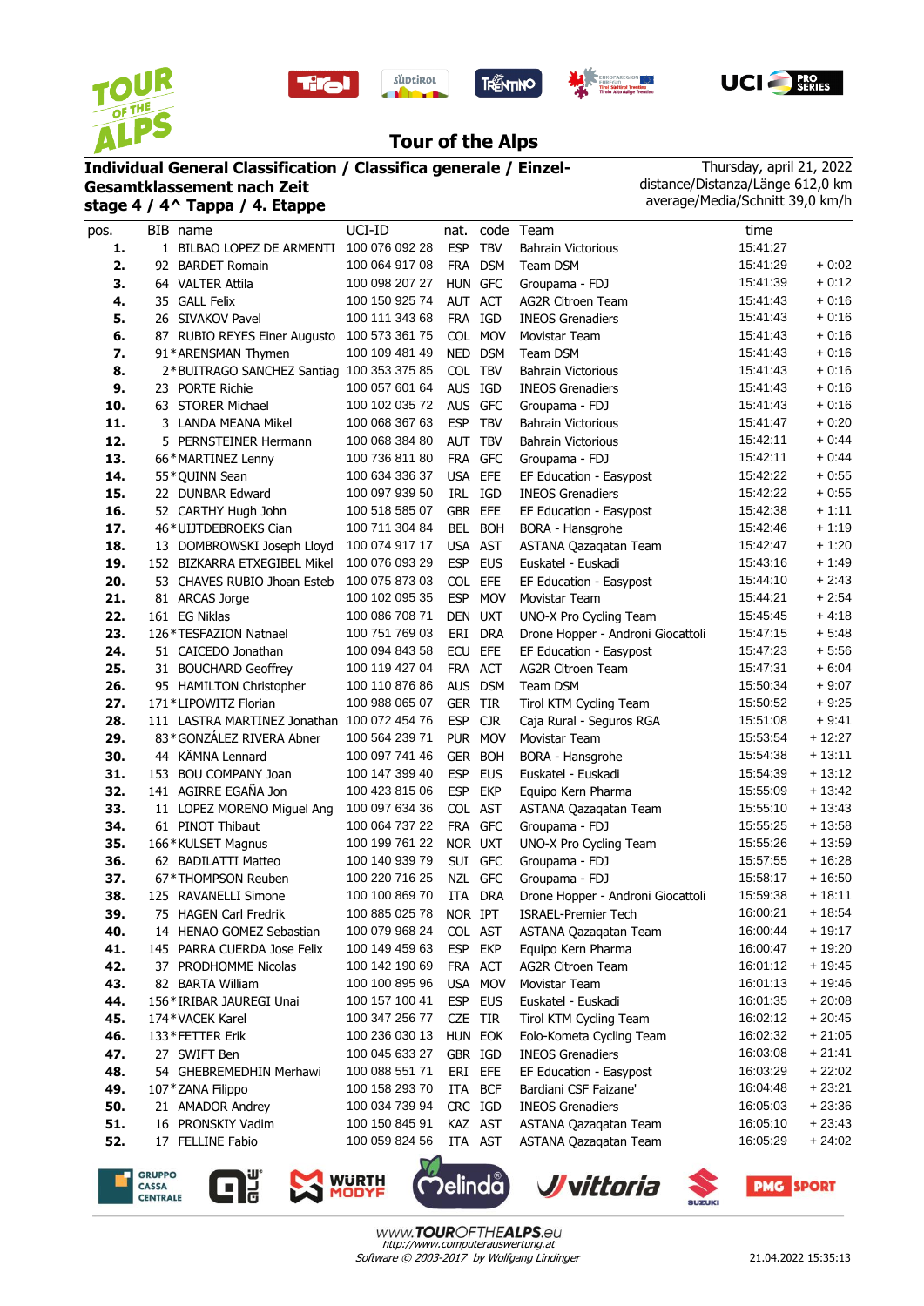# Tour of the Alps

**Individual General Classification / Classifica generale / Einzel-Gesamtklassement nach Zeit**
**stage 4 / 4^ Tappa / 4. Etappe**

Thursday, april 21, 2022
distance/Distanza/Länge 612,0 km
average/Media/Schnitt 39,0 km/h

| pos. | BIB | name | UCI-ID | nat. | code | Team | time | |
|---|---|---|---|---|---|---|---|---|
| **1.** | 1 | BILBAO LOPEZ DE ARMENTI | 100 076 092 28 | ESP | TBV | Bahrain Victorious | 15:41:27 | |
| **2.** | 92 | BARDET Romain | 100 064 917 08 | FRA | DSM | Team DSM | 15:41:29 | + 0:02 |
| **3.** | 64 | VALTER Attila | 100 098 207 27 | HUN | GFC | Groupama - FDJ | 15:41:39 | + 0:12 |
| **4.** | 35 | GALL Felix | 100 150 925 74 | AUT | ACT | AG2R Citroen Team | 15:41:43 | + 0:16 |
| **5.** | 26 | SIVAKOV Pavel | 100 111 343 68 | FRA | IGD | INEOS Grenadiers | 15:41:43 | + 0:16 |
| **6.** | 87 | RUBIO REYES Einer Augusto | 100 573 361 75 | COL | MOV | Movistar Team | 15:41:43 | + 0:16 |
| **7.** | 91 | *ARENSMAN Thymen | 100 109 481 49 | NED | DSM | Team DSM | 15:41:43 | + 0:16 |
| **8.** | 2 | *BUITRAGO SANCHEZ Santiag | 100 353 375 85 | COL | TBV | Bahrain Victorious | 15:41:43 | + 0:16 |
| **9.** | 23 | PORTE Richie | 100 057 601 64 | AUS | IGD | INEOS Grenadiers | 15:41:43 | + 0:16 |
| **10.** | 63 | STORER Michael | 100 102 035 72 | AUS | GFC | Groupama - FDJ | 15:41:43 | + 0:16 |
| **11.** | 3 | LANDA MEANA Mikel | 100 068 367 63 | ESP | TBV | Bahrain Victorious | 15:41:47 | + 0:20 |
| **12.** | 5 | PERNSTEINER Hermann | 100 068 384 80 | AUT | TBV | Bahrain Victorious | 15:42:11 | + 0:44 |
| **13.** | 66 | *MARTINEZ Lenny | 100 736 811 80 | FRA | GFC | Groupama - FDJ | 15:42:11 | + 0:44 |
| **14.** | 55 | *QUINN Sean | 100 634 336 37 | USA | EFE | EF Education - Easypost | 15:42:22 | + 0:55 |
| **15.** | 22 | DUNBAR Edward | 100 097 939 50 | IRL | IGD | INEOS Grenadiers | 15:42:22 | + 0:55 |
| **16.** | 52 | CARTHY Hugh John | 100 518 585 07 | GBR | EFE | EF Education - Easypost | 15:42:38 | + 1:11 |
| **17.** | 46 | *UIJTDEBROEKS Cian | 100 711 304 84 | BEL | BOH | BORA - Hansgrohe | 15:42:46 | + 1:19 |
| **18.** | 13 | DOMBROWSKI Joseph Lloyd | 100 074 917 17 | USA | AST | ASTANA Qazaqatan Team | 15:42:47 | + 1:20 |
| **19.** | 152 | BIZKARRA ETXEGIBEL Mikel | 100 076 093 29 | ESP | EUS | Euskatel - Euskadi | 15:43:16 | + 1:49 |
| **20.** | 53 | CHAVES RUBIO Jhoan Esteb | 100 075 873 03 | COL | EFE | EF Education - Easypost | 15:44:10 | + 2:43 |
| **21.** | 81 | ARCAS Jorge | 100 102 095 35 | ESP | MOV | Movistar Team | 15:44:21 | + 2:54 |
| **22.** | 161 | EG Niklas | 100 086 708 71 | DEN | UXT | UNO-X Pro Cycling Team | 15:45:45 | + 4:18 |
| **23.** | 126 | *TESFAZION Natnael | 100 751 769 03 | ERI | DRA | Drone Hopper - Androni Giocattoli | 15:47:15 | + 5:48 |
| **24.** | 51 | CAICEDO Jonathan | 100 094 843 58 | ECU | EFE | EF Education - Easypost | 15:47:23 | + 5:56 |
| **25.** | 31 | BOUCHARD Geoffrey | 100 119 427 04 | FRA | ACT | AG2R Citroen Team | 15:47:31 | + 6:04 |
| **26.** | 95 | HAMILTON Christopher | 100 110 876 86 | AUS | DSM | Team DSM | 15:50:34 | + 9:07 |
| **27.** | 171 | *LIPOWITZ Florian | 100 988 065 07 | GER | TIR | Tirol KTM Cycling Team | 15:50:52 | + 9:25 |
| **28.** | 111 | LASTRA MARTINEZ Jonathan | 100 072 454 76 | ESP | CJR | Caja Rural - Seguros RGA | 15:51:08 | + 9:41 |
| **29.** | 83 | *GONZÁLEZ RIVERA Abner | 100 564 239 71 | PUR | MOV | Movistar Team | 15:53:54 | + 12:27 |
| **30.** | 44 | KÄMNA Lennard | 100 097 741 46 | GER | BOH | BORA - Hansgrohe | 15:54:38 | + 13:11 |
| **31.** | 153 | BOU COMPANY Joan | 100 147 399 40 | ESP | EUS | Euskatel - Euskadi | 15:54:39 | + 13:12 |
| **32.** | 141 | AGIRRE EGAÑA Jon | 100 423 815 06 | ESP | EKP | Equipo Kern Pharma | 15:55:09 | + 13:42 |
| **33.** | 11 | LOPEZ MORENO Miguel Ang | 100 097 634 36 | COL | AST | ASTANA Qazaqatan Team | 15:55:10 | + 13:43 |
| **34.** | 61 | PINOT Thibaut | 100 064 737 22 | FRA | GFC | Groupama - FDJ | 15:55:25 | + 13:58 |
| **35.** | 166 | *KULSET Magnus | 100 199 761 22 | NOR | UXT | UNO-X Pro Cycling Team | 15:55:26 | + 13:59 |
| **36.** | 62 | BADILATTI Matteo | 100 140 939 79 | SUI | GFC | Groupama - FDJ | 15:57:55 | + 16:28 |
| **37.** | 67 | *THOMPSON Reuben | 100 220 716 25 | NZL | GFC | Groupama - FDJ | 15:58:17 | + 16:50 |
| **38.** | 125 | RAVANELLI Simone | 100 100 869 70 | ITA | DRA | Drone Hopper - Androni Giocattoli | 15:59:38 | + 18:11 |
| **39.** | 75 | HAGEN Carl Fredrik | 100 885 025 78 | NOR | IPT | ISRAEL-Premier Tech | 16:00:21 | + 18:54 |
| **40.** | 14 | HENAO GOMEZ Sebastian | 100 079 968 24 | COL | AST | ASTANA Qazaqatan Team | 16:00:44 | + 19:17 |
| **41.** | 145 | PARRA CUERDA Jose Felix | 100 149 459 63 | ESP | EKP | Equipo Kern Pharma | 16:00:47 | + 19:20 |
| **42.** | 37 | PRODHOMME Nicolas | 100 142 190 69 | FRA | ACT | AG2R Citroen Team | 16:01:12 | + 19:45 |
| **43.** | 82 | BARTA William | 100 100 895 96 | USA | MOV | Movistar Team | 16:01:13 | + 19:46 |
| **44.** | 156 | *IRIBAR JAUREGI Unai | 100 157 100 41 | ESP | EUS | Euskatel - Euskadi | 16:01:35 | + 20:08 |
| **45.** | 174 | *VACEK Karel | 100 347 256 77 | CZE | TIR | Tirol KTM Cycling Team | 16:02:12 | + 20:45 |
| **46.** | 133 | *FETTER Erik | 100 236 030 13 | HUN | EOK | Eolo-Kometa Cycling Team | 16:02:32 | + 21:05 |
| **47.** | 27 | SWIFT Ben | 100 045 633 27 | GBR | IGD | INEOS Grenadiers | 16:03:08 | + 21:41 |
| **48.** | 54 | GHEBREMEDHIN Merhawi | 100 088 551 71 | ERI | EFE | EF Education - Easypost | 16:03:29 | + 22:02 |
| **49.** | 107 | *ZANA Filippo | 100 158 293 70 | ITA | BCF | Bardiani CSF Faizane' | 16:04:48 | + 23:21 |
| **50.** | 21 | AMADOR Andrey | 100 034 739 94 | CRC | IGD | INEOS Grenadiers | 16:05:03 | + 23:36 |
| **51.** | 16 | PRONSKIY Vadim | 100 150 845 91 | KAZ | AST | ASTANA Qazaqatan Team | 16:05:10 | + 23:43 |
| **52.** | 17 | FELLINE Fabio | 100 059 824 56 | ITA | AST | ASTANA Qazaqatan Team | 16:05:29 | + 24:02 |

www.TOUROFTHEALPS.eu
http://www.computerauswertung.at
Software © 2003-2017 by Wolfgang Lindinger

21.04.2022 15:35:13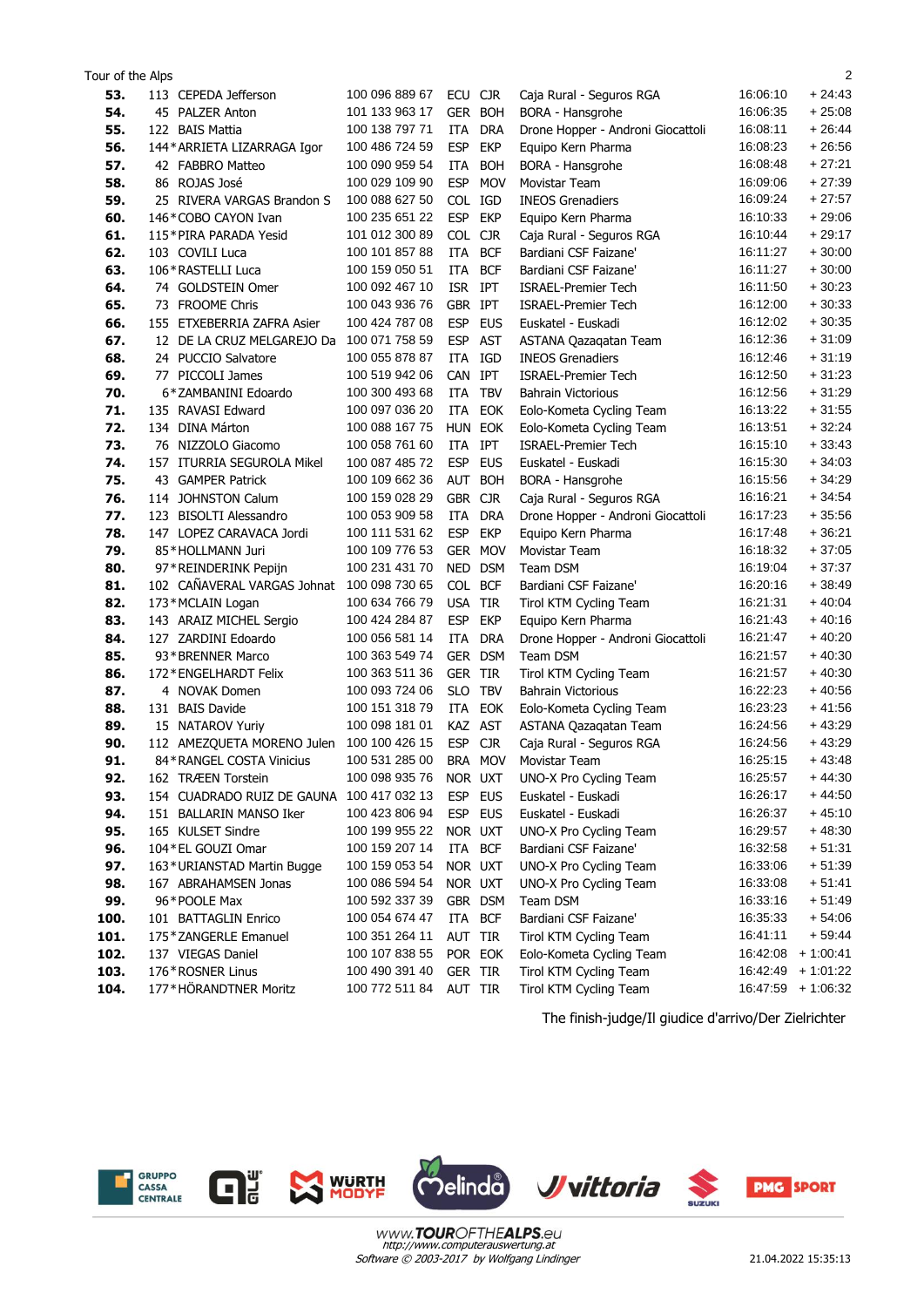| | | | | | | | | |
|---|---|---|---|---|---|---|---|---|
| 53. | 113 | CEPEDA Jefferson | 100 096 889 67 | ECU | CJR | Caja Rural - Seguros RGA | 16:06:10 | + 24:43 |
| 54. | 45 | PALZER Anton | 101 133 963 17 | GER | BOH | BORA - Hansgrohe | 16:06:35 | + 25:08 |
| 55. | 122 | BAIS Mattia | 100 138 797 71 | ITA | DRA | Drone Hopper - Androni Giocattoli | 16:08:11 | + 26:44 |
| 56. | 144* | ARRIETA LIZARRAGA Igor | 100 486 724 59 | ESP | EKP | Equipo Kern Pharma | 16:08:23 | + 26:56 |
| 57. | 42 | FABBRO Matteo | 100 090 959 54 | ITA | BOH | BORA - Hansgrohe | 16:08:48 | + 27:21 |
| 58. | 86 | ROJAS José | 100 029 109 90 | ESP | MOV | Movistar Team | 16:09:06 | + 27:39 |
| 59. | 25 | RIVERA VARGAS Brandon S | 100 088 627 50 | COL | IGD | INEOS Grenadiers | 16:09:24 | + 27:57 |
| 60. | 146* | COBO CAYON Ivan | 100 235 651 22 | ESP | EKP | Equipo Kern Pharma | 16:10:33 | + 29:06 |
| 61. | 115* | PIRA PARADA Yesid | 101 012 300 89 | COL | CJR | Caja Rural - Seguros RGA | 16:10:44 | + 29:17 |
| 62. | 103 | COVILI Luca | 100 101 857 88 | ITA | BCF | Bardiani CSF Faizane' | 16:11:27 | + 30:00 |
| 63. | 106* | RASTELLI Luca | 100 159 050 51 | ITA | BCF | Bardiani CSF Faizane' | 16:11:27 | + 30:00 |
| 64. | 74 | GOLDSTEIN Omer | 100 092 467 10 | ISR | IPT | ISRAEL-Premier Tech | 16:11:50 | + 30:23 |
| 65. | 73 | FROOME Chris | 100 043 936 76 | GBR | IPT | ISRAEL-Premier Tech | 16:12:00 | + 30:33 |
| 66. | 155 | ETXEBERRIA ZAFRA Asier | 100 424 787 08 | ESP | EUS | Euskatel - Euskadi | 16:12:02 | + 30:35 |
| 67. | 12 | DE LA CRUZ MELGAREJO Da | 100 071 758 59 | ESP | AST | ASTANA Qazaqatan Team | 16:12:36 | + 31:09 |
| 68. | 24 | PUCCIO Salvatore | 100 055 878 87 | ITA | IGD | INEOS Grenadiers | 16:12:46 | + 31:19 |
| 69. | 77 | PICCOLI James | 100 519 942 06 | CAN | IPT | ISRAEL-Premier Tech | 16:12:50 | + 31:23 |
| 70. | 6* | ZAMBANINI Edoardo | 100 300 493 68 | ITA | TBV | Bahrain Victorious | 16:12:56 | + 31:29 |
| 71. | 135 | RAVASI Edward | 100 097 036 20 | ITA | EOK | Eolo-Kometa Cycling Team | 16:13:22 | + 31:55 |
| 72. | 134 | DINA Márton | 100 088 167 75 | HUN | EOK | Eolo-Kometa Cycling Team | 16:13:51 | + 32:24 |
| 73. | 76 | NIZZOLO Giacomo | 100 058 761 60 | ITA | IPT | ISRAEL-Premier Tech | 16:15:10 | + 33:43 |
| 74. | 157 | ITURRIA SEGUROLA Mikel | 100 087 485 72 | ESP | EUS | Euskatel - Euskadi | 16:15:30 | + 34:03 |
| 75. | 43 | GAMPER Patrick | 100 109 662 36 | AUT | BOH | BORA - Hansgrohe | 16:15:56 | + 34:29 |
| 76. | 114 | JOHNSTON Calum | 100 159 028 29 | GBR | CJR | Caja Rural - Seguros RGA | 16:16:21 | + 34:54 |
| 77. | 123 | BISOLTI Alessandro | 100 053 909 58 | ITA | DRA | Drone Hopper - Androni Giocattoli | 16:17:23 | + 35:56 |
| 78. | 147 | LOPEZ CARAVACA Jordi | 100 111 531 62 | ESP | EKP | Equipo Kern Pharma | 16:17:48 | + 36:21 |
| 79. | 85* | HOLLMANN Juri | 100 109 776 53 | GER | MOV | Movistar Team | 16:18:32 | + 37:05 |
| 80. | 97* | REINDERINK Pepijn | 100 231 431 70 | NED | DSM | Team DSM | 16:19:04 | + 37:37 |
| 81. | 102 | CAÑAVERAL VARGAS Johnat | 100 098 730 65 | COL | BCF | Bardiani CSF Faizane' | 16:20:16 | + 38:49 |
| 82. | 173* | MCLAIN Logan | 100 634 766 79 | USA | TIR | Tirol KTM Cycling Team | 16:21:31 | + 40:04 |
| 83. | 143 | ARAIZ MICHEL Sergio | 100 424 284 87 | ESP | EKP | Equipo Kern Pharma | 16:21:43 | + 40:16 |
| 84. | 127 | ZARDINI Edoardo | 100 056 581 14 | ITA | DRA | Drone Hopper - Androni Giocattoli | 16:21:47 | + 40:20 |
| 85. | 93* | BRENNER Marco | 100 363 549 74 | GER | DSM | Team DSM | 16:21:57 | + 40:30 |
| 86. | 172* | ENGELHARDT Felix | 100 363 511 36 | GER | TIR | Tirol KTM Cycling Team | 16:21:57 | + 40:30 |
| 87. | 4 | NOVAK Domen | 100 093 724 06 | SLO | TBV | Bahrain Victorious | 16:22:23 | + 40:56 |
| 88. | 131 | BAIS Davide | 100 151 318 79 | ITA | EOK | Eolo-Kometa Cycling Team | 16:23:23 | + 41:56 |
| 89. | 15 | NATAROV Yuriy | 100 098 181 01 | KAZ | AST | ASTANA Qazaqatan Team | 16:24:56 | + 43:29 |
| 90. | 112 | AMEZQUETA MORENO Julen | 100 100 426 15 | ESP | CJR | Caja Rural - Seguros RGA | 16:24:56 | + 43:29 |
| 91. | 84* | RANGEL COSTA Vinicius | 100 531 285 00 | BRA | MOV | Movistar Team | 16:25:15 | + 43:48 |
| 92. | 162 | TRÆEN Torstein | 100 098 935 76 | NOR | UXT | UNO-X Pro Cycling Team | 16:25:57 | + 44:30 |
| 93. | 154 | CUADRADO RUIZ DE GAUNA | 100 417 032 13 | ESP | EUS | Euskatel - Euskadi | 16:26:17 | + 44:50 |
| 94. | 151 | BALLARIN MANSO Iker | 100 423 806 94 | ESP | EUS | Euskatel - Euskadi | 16:26:37 | + 45:10 |
| 95. | 165 | KULSET Sindre | 100 199 955 22 | NOR | UXT | UNO-X Pro Cycling Team | 16:29:57 | + 48:30 |
| 96. | 104* | EL GOUZI Omar | 100 159 207 14 | ITA | BCF | Bardiani CSF Faizane' | 16:32:58 | + 51:31 |
| 97. | 163* | URIANSTAD Martin Bugge | 100 159 053 54 | NOR | UXT | UNO-X Pro Cycling Team | 16:33:06 | + 51:39 |
| 98. | 167 | ABRAHAMSEN Jonas | 100 086 594 55 | NOR | UXT | UNO-X Pro Cycling Team | 16:33:08 | + 51:41 |
| 99. | 96* | POOLE Max | 100 592 337 39 | GBR | DSM | Team DSM | 16:33:16 | + 51:49 |
| 100. | 101 | BATTAGLIN Enrico | 100 054 674 47 | ITA | BCF | Bardiani CSF Faizane' | 16:35:33 | + 54:06 |
| 101. | 175* | ZANGERLE Emanuel | 100 351 264 11 | AUT | TIR | Tirol KTM Cycling Team | 16:41:11 | + 59:44 |
| 102. | 137 | VIEGAS Daniel | 100 107 838 55 | POR | EOK | Eolo-Kometa Cycling Team | 16:42:08 | + 1:00:41 |
| 103. | 176* | ROSNER Linus | 100 490 391 40 | GER | TIR | Tirol KTM Cycling Team | 16:42:49 | + 1:01:22 |
| 104. | 177* | HÖRANDTNER Moritz | 100 772 511 84 | AUT | TIR | Tirol KTM Cycling Team | 16:47:59 | + 1:06:32 |

The finish-judge/Il giudice d'arrivo/Der Zielrichter

www.TOUROFTHEALPS.eu
http://www.computerauswertung.at
Software © 2003-2017 by Wolfgang Lindinger

21.04.2022 15:35:13